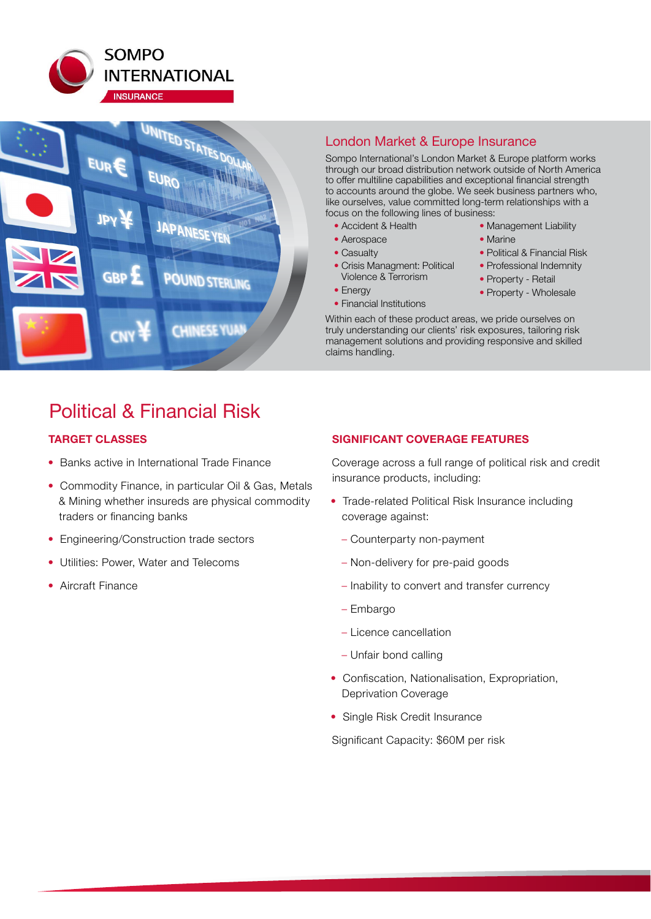SOMPO INTERNATIONAL

INSURANCE

## London Market & Europe Insurance

Sompo International's London Market & Europe platform works through our broad distribution network outside of North America to offer multiline capabilities and exceptional financial strength to accounts around the globe. We seek business partners who, like ourselves, value committed long-term relationships with a focus on the following lines of business:

- Accident & Health
- Aerospace
- Casualty
- Crisis Managment: Political Violence & Terrorism
- Energy
- Financial Institutions
- Management Liability
- Marine
- Political & Financial Risk
- Professional Indemnity
- Property - Retail
- Property - Wholesale

Within each of these product areas, we pride ourselves on truly understanding our clients' risk exposures, tailoring risk management solutions and providing responsive and skilled claims handling.

# Political & Financial Risk

### TARGET CLASSES

- Banks active in International Trade Finance
- Commodity Finance, in particular Oil & Gas, Metals & Mining whether insureds are physical commodity traders or financing banks
- Engineering/Construction trade sectors
- Utilities: Power, Water and Telecoms
- Aircraft Finance

### SIGNIFICANT COVERAGE FEATURES

Coverage across a full range of political risk and credit insurance products, including:

- Trade-related Political Risk Insurance including coverage against:
  - Counterparty non-payment
  - Non-delivery for pre-paid goods
  - Inability to convert and transfer currency
  - Embargo
  - Licence cancellation
  - Unfair bond calling
- Confiscation, Nationalisation, Expropriation, Deprivation Coverage
- Single Risk Credit Insurance

Significant Capacity: $60M per risk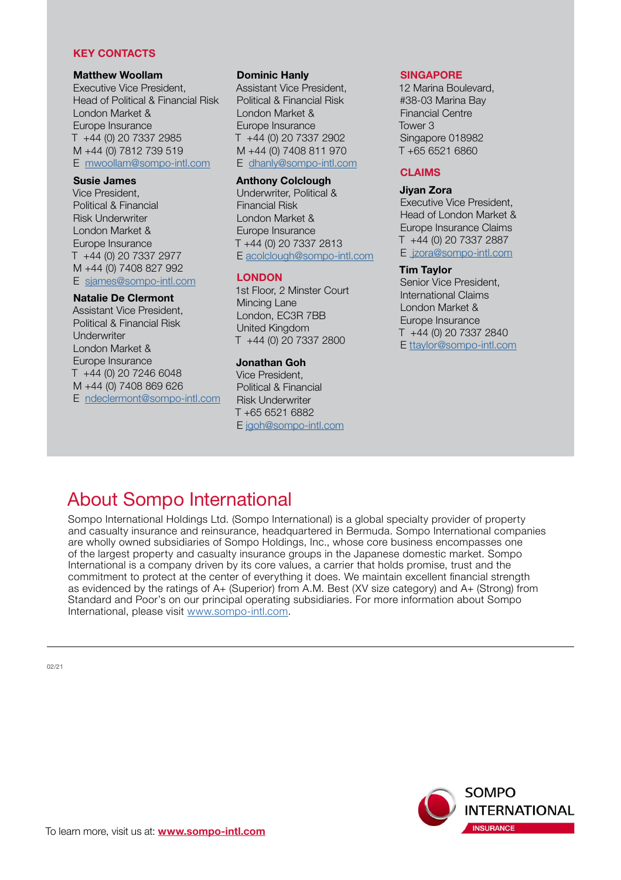## KEY CONTACTS

**Matthew Woollam**
Executive Vice President,
Head of Political & Financial Risk
London Market &
Europe Insurance
T +44 (0) 20 7337 2985
M +44 (0) 7812 739 519
E mwoollam@sompo-intl.com

**Susie James**
Vice President,
Political & Financial
Risk Underwriter
London Market &
Europe Insurance
T +44 (0) 20 7337 2977
M +44 (0) 7408 827 992
E sjames@sompo-intl.com

**Natalie De Clermont**
Assistant Vice President,
Political & Financial Risk
Underwriter
London Market &
Europe Insurance
T +44 (0) 20 7246 6048
M +44 (0) 7408 869 626
E ndeclermont@sompo-intl.com

**Dominic Hanly**
Assistant Vice President,
Political & Financial Risk
London Market &
Europe Insurance
T +44 (0) 20 7337 2902
M +44 (0) 7408 811 970
E dhanly@sompo-intl.com

**Anthony Colclough**
Underwriter, Political &
Financial Risk
London Market &
Europe Insurance
T +44 (0) 20 7337 2813
E acolclough@sompo-intl.com

### LONDON

1st Floor, 2 Minster Court
Mincing Lane
London, EC3R 7BB
United Kingdom
T +44 (0) 20 7337 2800

**Jonathan Goh**
Vice President,
Political & Financial
Risk Underwriter
T +65 6521 6882
E jgoh@sompo-intl.com

### SINGAPORE

12 Marina Boulevard,
#38-03 Marina Bay
Financial Centre
Tower 3
Singapore 018982
T +65 6521 6860

### CLAIMS

**Jiyan Zora**
Executive Vice President,
Head of London Market &
Europe Insurance Claims
T +44 (0) 20 7337 2887
E jzora@sompo-intl.com

**Tim Taylor**
Senior Vice President,
International Claims
London Market &
Europe Insurance
T +44 (0) 20 7337 2840
E ttaylor@sompo-intl.com

# About Sompo International

Sompo International Holdings Ltd. (Sompo International) is a global specialty provider of property and casualty insurance and reinsurance, headquartered in Bermuda. Sompo International companies are wholly owned subsidiaries of Sompo Holdings, Inc., whose core business encompasses one of the largest property and casualty insurance groups in the Japanese domestic market. Sompo International is a company driven by its core values, a carrier that holds promise, trust and the commitment to protect at the center of everything it does. We maintain excellent financial strength as evidenced by the ratings of A+ (Superior) from A.M. Best (XV size category) and A+ (Strong) from Standard and Poor's on our principal operating subsidiaries. For more information about Sompo International, please visit www.sompo-intl.com.

02/21

To learn more, visit us at: **www.sompo-intl.com**

SOMPO INTERNATIONAL
INSURANCE